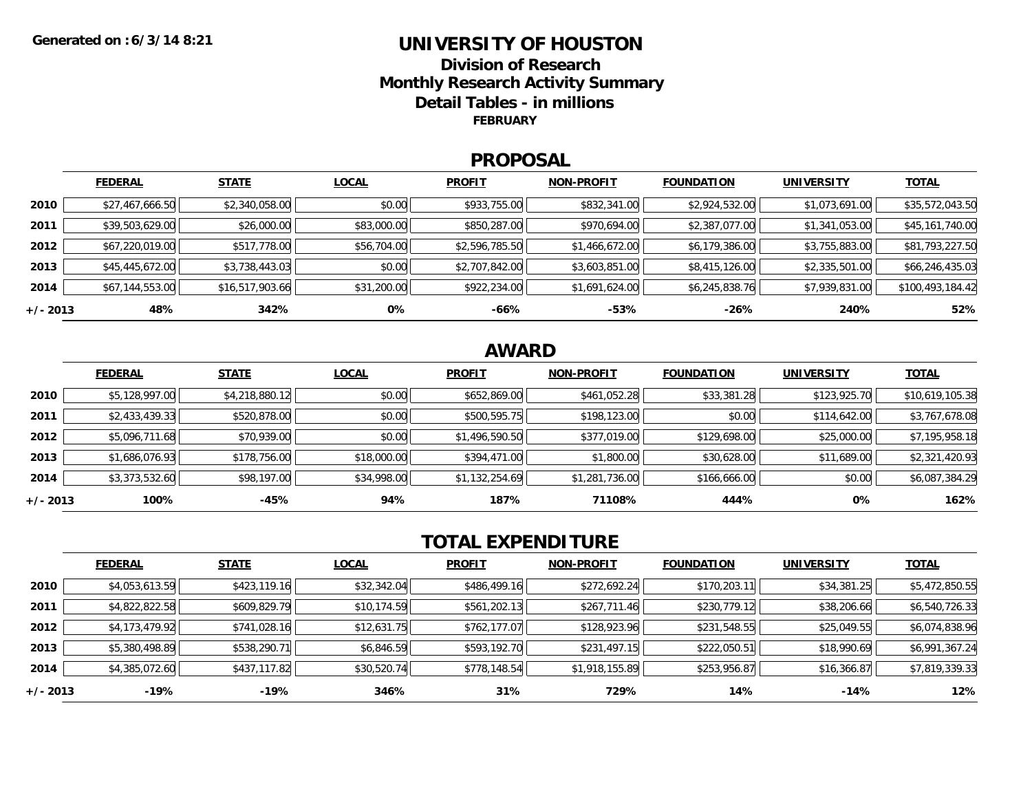Generated on : 6/3/14 8:21

# UNIVERSITY OF HOUSTON

## Division of Research

## Monthly Research Activity Summary

## Detail Tables - in millions

**FEBRUARY**

## PROPOSAL

| | FEDERAL | STATE | LOCAL | PROFIT | NON-PROFIT | FOUNDATION | UNIVERSITY | TOTAL |
|---|---|---|---|---|---|---|---|---|
| 2010 | $27,467,666.50 | $2,340,058.00 | $0.00 | $933,755.00 | $832,341.00 | $2,924,532.00 | $1,073,691.00 | $35,572,043.50 |
| 2011 | $39,503,629.00 | $26,000.00 | $83,000.00 | $850,287.00 | $970,694.00 | $2,387,077.00 | $1,341,053.00 | $45,161,740.00 |
| 2012 | $67,220,019.00 | $517,778.00 | $56,704.00 | $2,596,785.50 | $1,466,672.00 | $6,179,386.00 | $3,755,883.00 | $81,793,227.50 |
| 2013 | $45,445,672.00 | $3,738,443.03 | $0.00 | $2,707,842.00 | $3,603,851.00 | $8,415,126.00 | $2,335,501.00 | $66,246,435.03 |
| 2014 | $67,144,553.00 | $16,517,903.66 | $31,200.00 | $922,234.00 | $1,691,624.00 | $6,245,838.76 | $7,939,831.00 | $100,493,184.42 |
| +/- 2013 | 48% | 342% | 0% | -66% | -53% | -26% | 240% | 52% |

## AWARD

| | FEDERAL | STATE | LOCAL | PROFIT | NON-PROFIT | FOUNDATION | UNIVERSITY | TOTAL |
|---|---|---|---|---|---|---|---|---|
| 2010 | $5,128,997.00 | $4,218,880.12 | $0.00 | $652,869.00 | $461,052.28 | $33,381.28 | $123,925.70 | $10,619,105.38 |
| 2011 | $2,433,439.33 | $520,878.00 | $0.00 | $500,595.75 | $198,123.00 | $0.00 | $114,642.00 | $3,767,678.08 |
| 2012 | $5,096,711.68 | $70,939.00 | $0.00 | $1,496,590.50 | $377,019.00 | $129,698.00 | $25,000.00 | $7,195,958.18 |
| 2013 | $1,686,076.93 | $178,756.00 | $18,000.00 | $394,471.00 | $1,800.00 | $30,628.00 | $11,689.00 | $2,321,420.93 |
| 2014 | $3,373,532.60 | $98,197.00 | $34,998.00 | $1,132,254.69 | $1,281,736.00 | $166,666.00 | $0.00 | $6,087,384.29 |
| +/- 2013 | 100% | -45% | 94% | 187% | 71108% | 444% | 0% | 162% |

## TOTAL EXPENDITURE

| | FEDERAL | STATE | LOCAL | PROFIT | NON-PROFIT | FOUNDATION | UNIVERSITY | TOTAL |
|---|---|---|---|---|---|---|---|---|
| 2010 | $4,053,613.59 | $423,119.16 | $32,342.04 | $486,499.16 | $272,692.24 | $170,203.11 | $34,381.25 | $5,472,850.55 |
| 2011 | $4,822,822.58 | $609,829.79 | $10,174.59 | $561,202.13 | $267,711.46 | $230,779.12 | $38,206.66 | $6,540,726.33 |
| 2012 | $4,173,479.92 | $741,028.16 | $12,631.75 | $762,177.07 | $128,923.96 | $231,548.55 | $25,049.55 | $6,074,838.96 |
| 2013 | $5,380,498.89 | $538,290.71 | $6,846.59 | $593,192.70 | $231,497.15 | $222,050.51 | $18,990.69 | $6,991,367.24 |
| 2014 | $4,385,072.60 | $437,117.82 | $30,520.74 | $778,148.54 | $1,918,155.89 | $253,956.87 | $16,366.87 | $7,819,339.33 |
| +/- 2013 | -19% | -19% | 346% | 31% | 729% | 14% | -14% | 12% |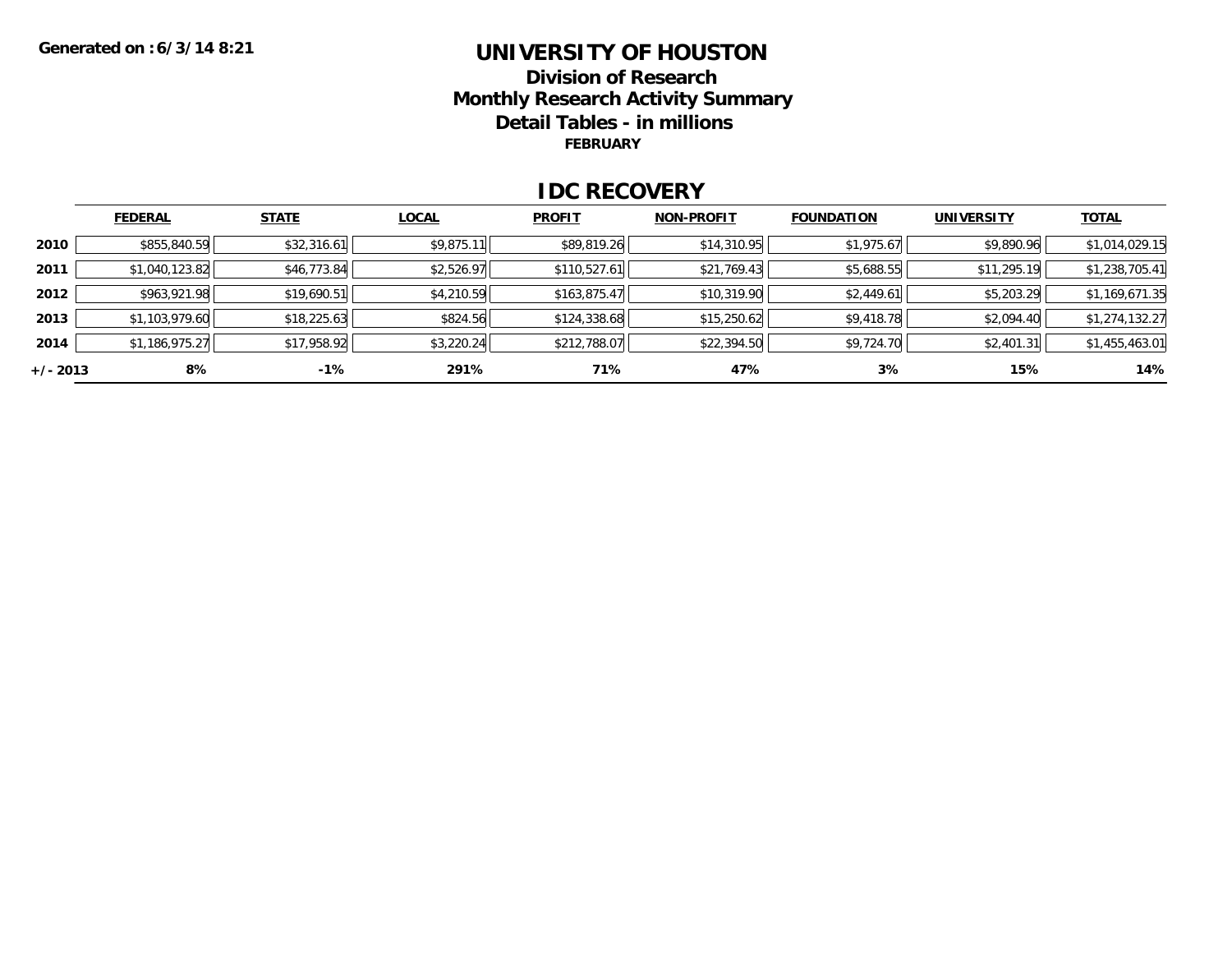Generated on : 6/3/14 8:21

# UNIVERSITY OF HOUSTON

## Division of Research

## Monthly Research Activity Summary

## Detail Tables - in millions

**FEBRUARY**

## IDC RECOVERY

| | FEDERAL | STATE | LOCAL | PROFIT | NON-PROFIT | FOUNDATION | UNIVERSITY | TOTAL |
|---|---|---|---|---|---|---|---|---|
| **2010** | $855,840.59 | $32,316.61 | $9,875.11 | $89,819.26 | $14,310.95 | $1,975.67 | $9,890.96 | $1,014,029.15 |
| **2011** | $1,040,123.82 | $46,773.84 | $2,526.97 | $110,527.61 | $21,769.43 | $5,688.55 | $11,295.19 | $1,238,705.41 |
| **2012** | $963,921.98 | $19,690.51 | $4,210.59 | $163,875.47 | $10,319.90 | $2,449.61 | $5,203.29 | $1,169,671.35 |
| **2013** | $1,103,979.60 | $18,225.63 | $824.56 | $124,338.68 | $15,250.62 | $9,418.78 | $2,094.40 | $1,274,132.27 |
| **2014** | $1,186,975.27 | $17,958.92 | $3,220.24 | $212,788.07 | $22,394.50 | $9,724.70 | $2,401.31 | $1,455,463.01 |
| **+/- 2013** | **8%** | **-1%** | **291%** | **71%** | **47%** | **3%** | **15%** | **14%** |